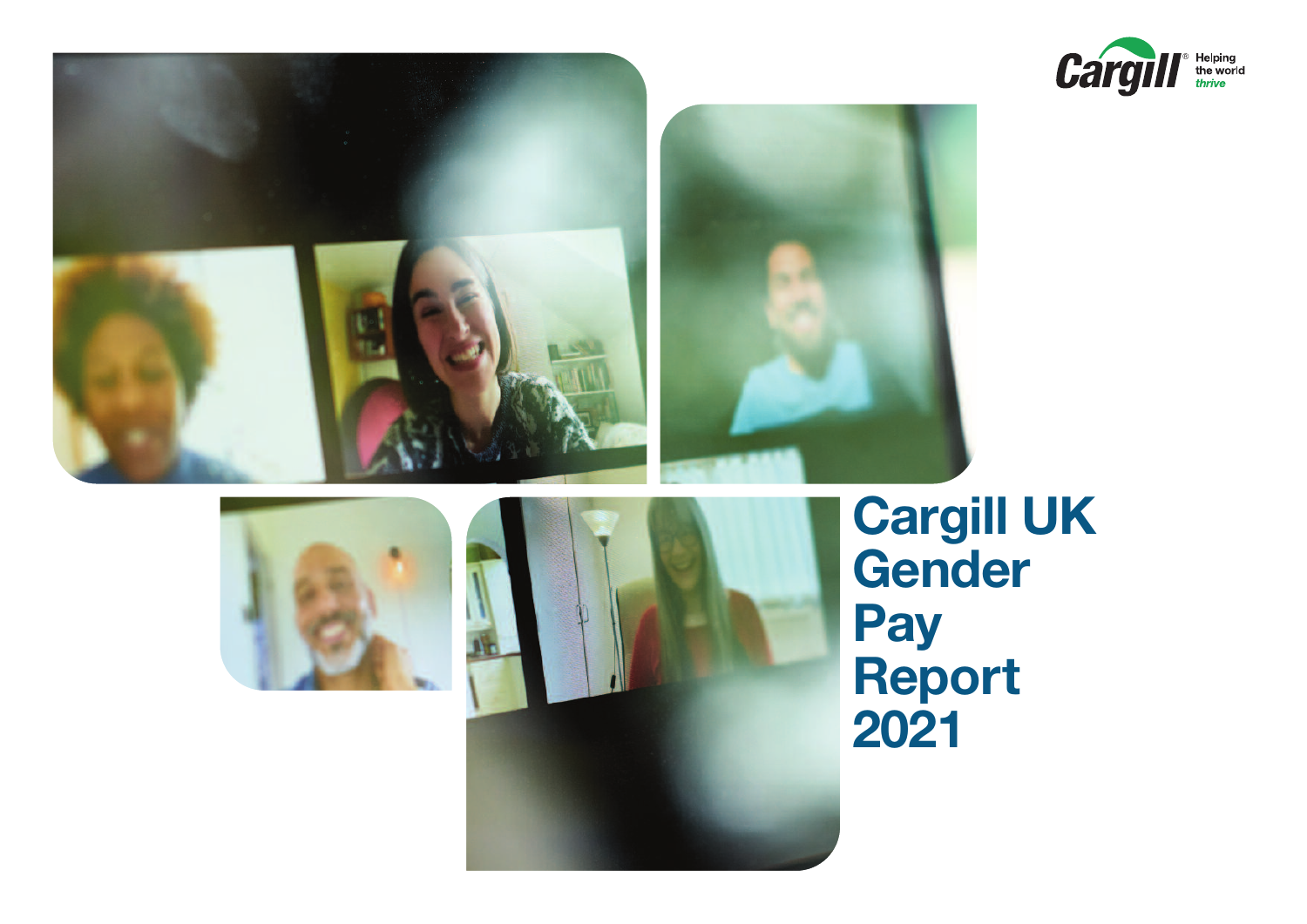Cargill® Helping the world thrive

# Cargill UK Gender Pay Report 2021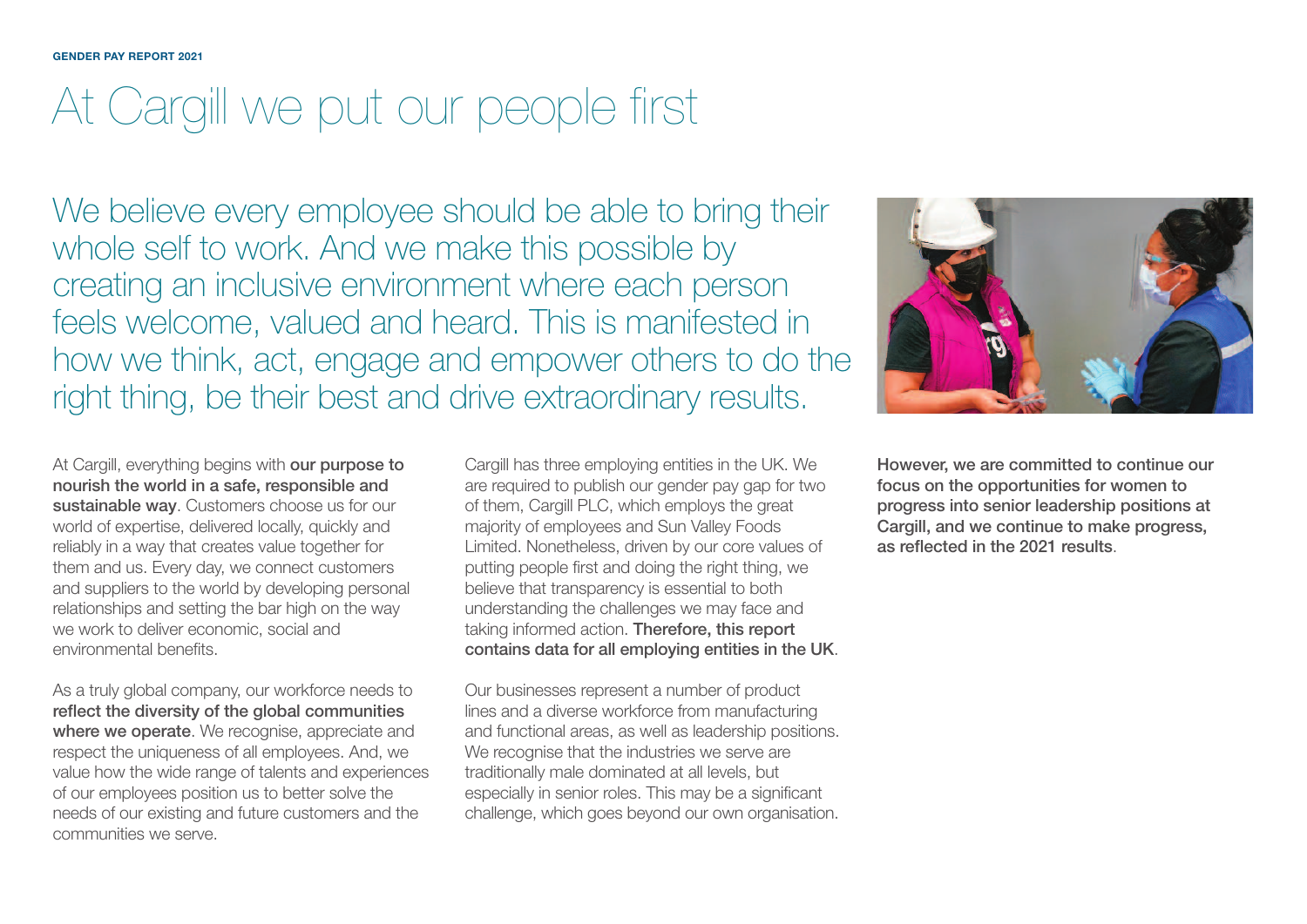# At Cargill we put our people first

## We believe every employee should be able to bring their whole self to work. And we make this possible by creating an inclusive environment where each person feels welcome, valued and heard. This is manifested in how we think, act, engage and empower others to do the right thing, be their best and drive extraordinary results.

At Cargill, everything begins with **our purpose to nourish the world in a safe, responsible and sustainable way**. Customers choose us for our world of expertise, delivered locally, quickly and reliably in a way that creates value together for them and us. Every day, we connect customers and suppliers to the world by developing personal relationships and setting the bar high on the way we work to deliver economic, social and environmental benefits.

As a truly global company, our workforce needs to **reflect the diversity of the global communities where we operate**. We recognise, appreciate and respect the uniqueness of all employees. And, we value how the wide range of talents and experiences of our employees position us to better solve the needs of our existing and future customers and the communities we serve.

Cargill has three employing entities in the UK. We are required to publish our gender pay gap for two of them, Cargill PLC, which employs the great majority of employees and Sun Valley Foods Limited. Nonetheless, driven by our core values of putting people first and doing the right thing, we believe that transparency is essential to both understanding the challenges we may face and taking informed action. **Therefore, this report contains data for all employing entities in the UK**.

Our businesses represent a number of product lines and a diverse workforce from manufacturing and functional areas, as well as leadership positions. We recognise that the industries we serve are traditionally male dominated at all levels, but especially in senior roles. This may be a significant challenge, which goes beyond our own organisation.

**However, we are committed to continue our focus on the opportunities for women to progress into senior leadership positions at Cargill, and we continue to make progress, as reflected in the 2021 results**.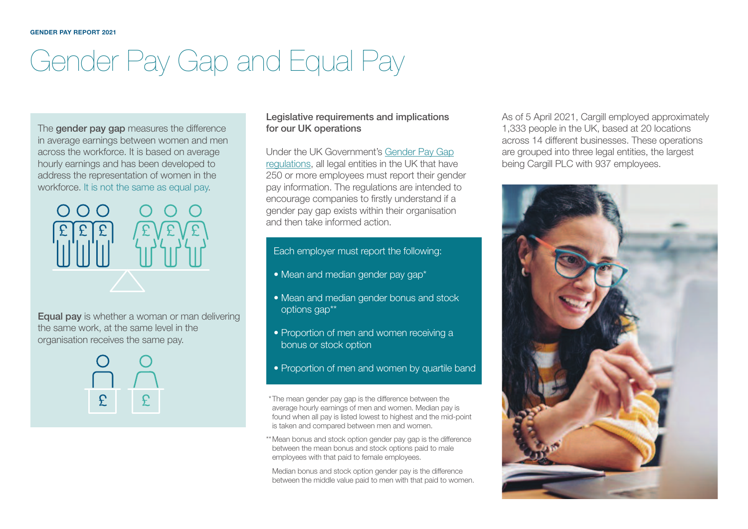# Gender Pay Gap and Equal Pay

The **gender pay gap** measures the difference in average earnings between women and men across the workforce. It is based on average hourly earnings and has been developed to address the representation of women in the workforce. It is not the same as equal pay.

**Equal pay** is whether a woman or man delivering the same work, at the same level in the organisation receives the same pay.

## Legislative requirements and implications for our UK operations

Under the UK Government's Gender Pay Gap regulations, all legal entities in the UK that have 250 or more employees must report their gender pay information. The regulations are intended to encourage companies to firstly understand if a gender pay gap exists within their organisation and then take informed action.

Each employer must report the following:

- Mean and median gender pay gap*
- Mean and median gender bonus and stock options gap**
- Proportion of men and women receiving a bonus or stock option
- Proportion of men and women by quartile band

*The mean gender pay gap is the difference between the average hourly earnings of men and women. Median pay is found when all pay is listed lowest to highest and the mid-point is taken and compared between men and women.

**Mean bonus and stock option gender pay gap is the difference between the mean bonus and stock options paid to male employees with that paid to female employees.

Median bonus and stock option gender pay is the difference between the middle value paid to men with that paid to women.

As of 5 April 2021, Cargill employed approximately 1,333 people in the UK, based at 20 locations across 14 different businesses. These operations are grouped into three legal entities, the largest being Cargill PLC with 937 employees.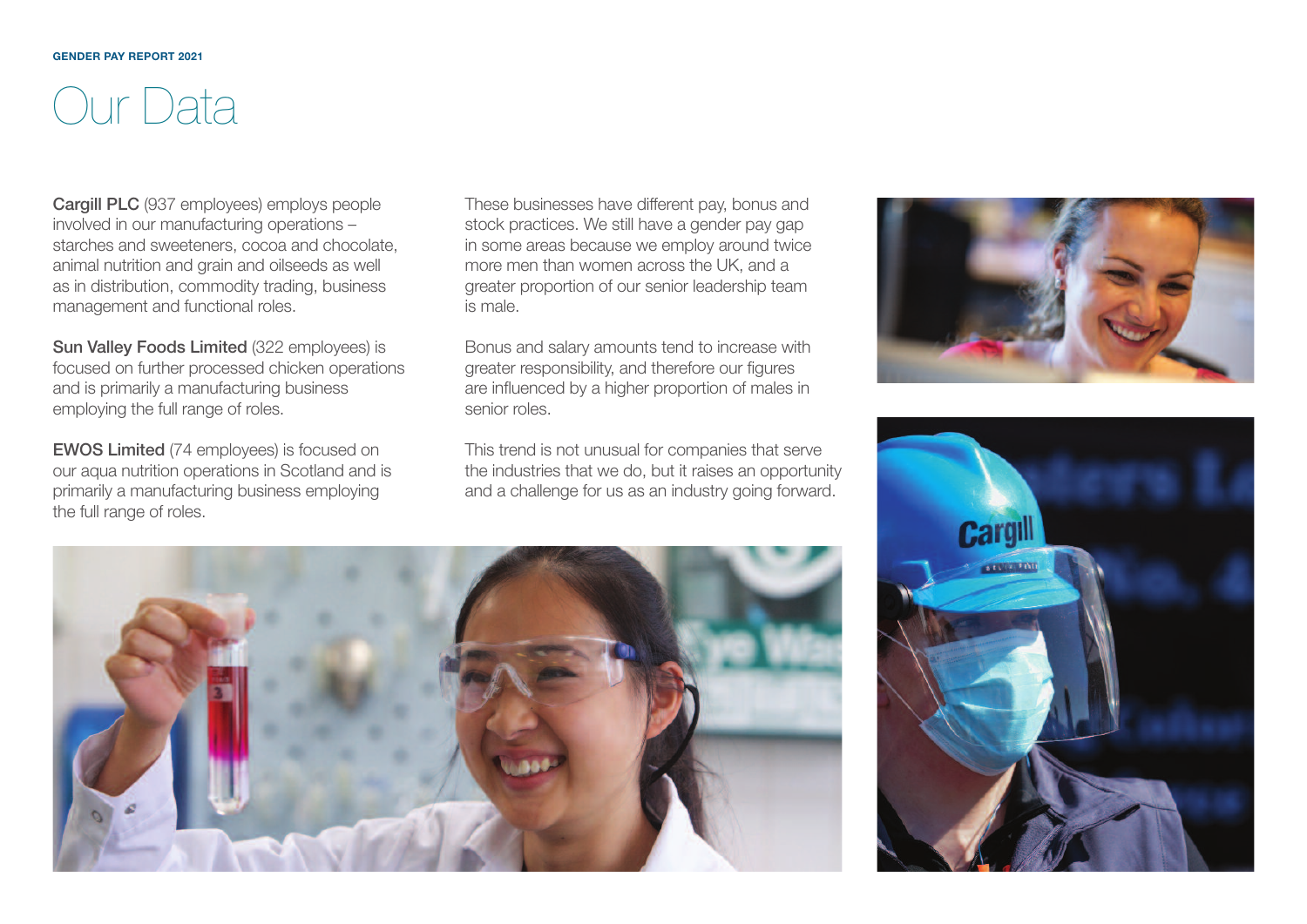# Our Data

**Cargill PLC** (937 employees) employs people involved in our manufacturing operations – starches and sweeteners, cocoa and chocolate, animal nutrition and grain and oilseeds as well as in distribution, commodity trading, business management and functional roles.

**Sun Valley Foods Limited** (322 employees) is focused on further processed chicken operations and is primarily a manufacturing business employing the full range of roles.

**EWOS Limited** (74 employees) is focused on our aqua nutrition operations in Scotland and is primarily a manufacturing business employing the full range of roles.

These businesses have different pay, bonus and stock practices. We still have a gender pay gap in some areas because we employ around twice more men than women across the UK, and a greater proportion of our senior leadership team is male.

Bonus and salary amounts tend to increase with greater responsibility, and therefore our figures are influenced by a higher proportion of males in senior roles.

This trend is not unusual for companies that serve the industries that we do, but it raises an opportunity and a challenge for us as an industry going forward.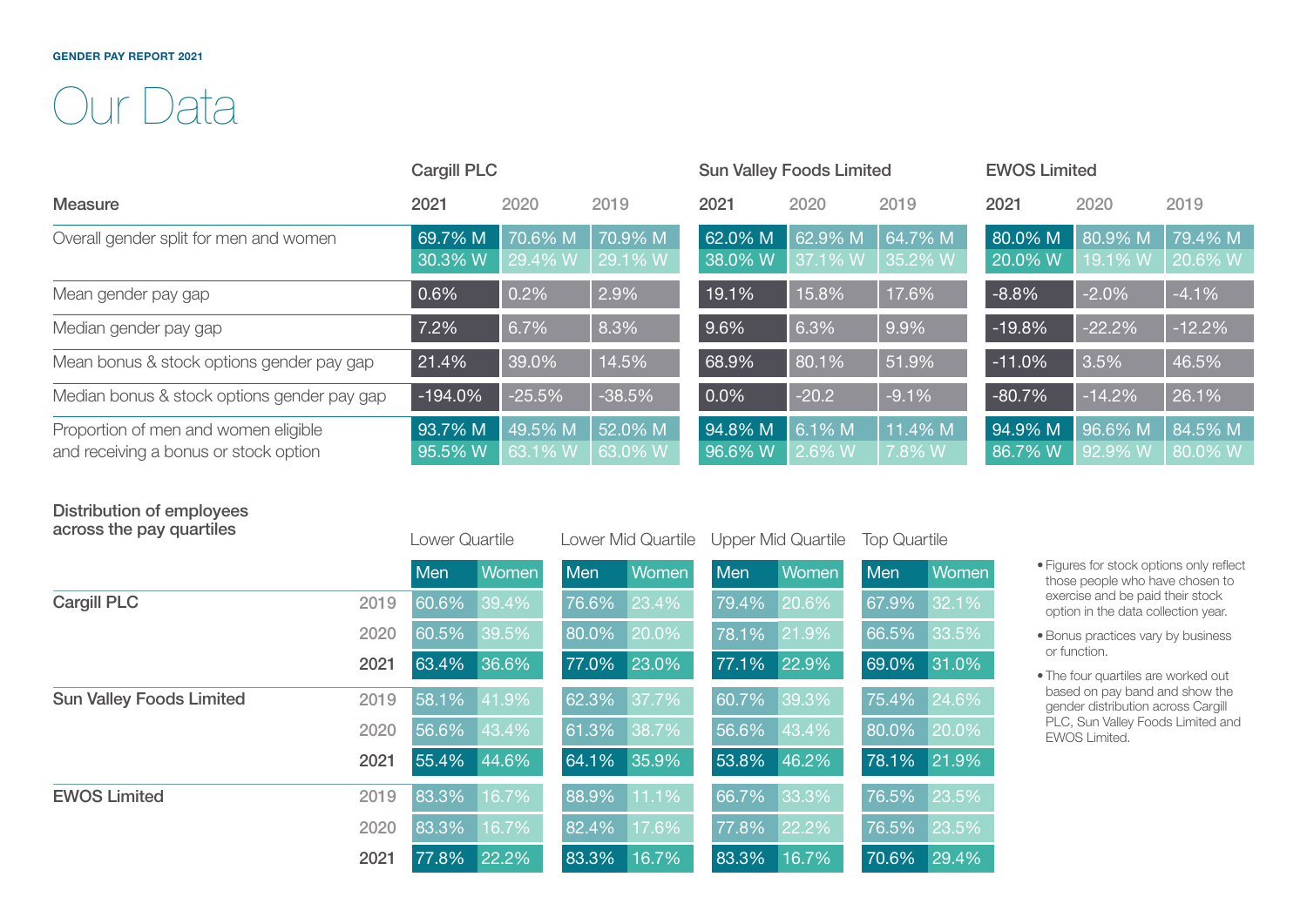GENDER PAY REPORT 2021

# Our Data

| Measure | Cargill PLC 2021 | Cargill PLC 2020 | Cargill PLC 2019 | Sun Valley Foods Limited 2021 | Sun Valley Foods Limited 2020 | Sun Valley Foods Limited 2019 | EWOS Limited 2021 | EWOS Limited 2020 | EWOS Limited 2019 |
|---|---|---|---|---|---|---|---|---|---|
| Overall gender split for men and women | 69.7% M<br>30.3% W | 70.6% M<br>29.4% W | 70.9% M<br>29.1% W | 62.0% M<br>38.0% W | 62.9% M<br>37.1% W | 64.7% M<br>35.2% W | 80.0% M<br>20.0% W | 80.9% M<br>19.1% W | 79.4% M<br>20.6% W |
| Mean gender pay gap | 0.6% | 0.2% | 2.9% | 19.1% | 15.8% | 17.6% | -8.8% | -2.0% | -4.1% |
| Median gender pay gap | 7.2% | 6.7% | 8.3% | 9.6% | 6.3% | 9.9% | -19.8% | -22.2% | -12.2% |
| Mean bonus & stock options gender pay gap | 21.4% | 39.0% | 14.5% | 68.9% | 80.1% | 51.9% | -11.0% | 3.5% | 46.5% |
| Median bonus & stock options gender pay gap | -194.0% | -25.5% | -38.5% | 0.0% | -20.2 | -9.1% | -80.7% | -14.2% | 26.1% |
| Proportion of men and women eligible and receiving a bonus or stock option | 93.7% M<br>95.5% W | 49.5% M<br>63.1% W | 52.0% M<br>63.0% W | 94.8% M<br>96.6% W | 6.1% M<br>2.6% W | 11.4% M<br>7.8% W | 94.9% M<br>86.7% W | 96.6% M<br>92.9% W | 84.5% M<br>80.0% W |

## Distribution of employees across the pay quartiles

| | | Lower Quartile | | Lower Mid Quartile | | Upper Mid Quartile | | Top Quartile | |
|---|---|---|---|---|---|---|---|---|---|
| | | Men | Women | Men | Women | Men | Women | Men | Women |
| Cargill PLC | 2019 | 60.6% | 39.4% | 76.6% | 23.4% | 79.4% | 20.6% | 67.9% | 32.1% |
| | 2020 | 60.5% | 39.5% | 80.0% | 20.0% | 78.1% | 21.9% | 66.5% | 33.5% |
| | 2021 | 63.4% | 36.6% | 77.0% | 23.0% | 77.1% | 22.9% | 69.0% | 31.0% |
| Sun Valley Foods Limited | 2019 | 58.1% | 41.9% | 62.3% | 37.7% | 60.7% | 39.3% | 75.4% | 24.6% |
| | 2020 | 56.6% | 43.4% | 61.3% | 38.7% | 56.6% | 43.4% | 80.0% | 20.0% |
| | 2021 | 55.4% | 44.6% | 64.1% | 35.9% | 53.8% | 46.2% | 78.1% | 21.9% |
| EWOS Limited | 2019 | 83.3% | 16.7% | 88.9% | 11.1% | 66.7% | 33.3% | 76.5% | 23.5% |
| | 2020 | 83.3% | 16.7% | 82.4% | 17.6% | 77.8% | 22.2% | 76.5% | 23.5% |
| | 2021 | 77.8% | 22.2% | 83.3% | 16.7% | 83.3% | 16.7% | 70.6% | 29.4% |

- Figures for stock options only reflect those people who have chosen to exercise and be paid their stock option in the data collection year.
- Bonus practices vary by business or function.
- The four quartiles are worked out based on pay band and show the gender distribution across Cargill PLC, Sun Valley Foods Limited and EWOS Limited.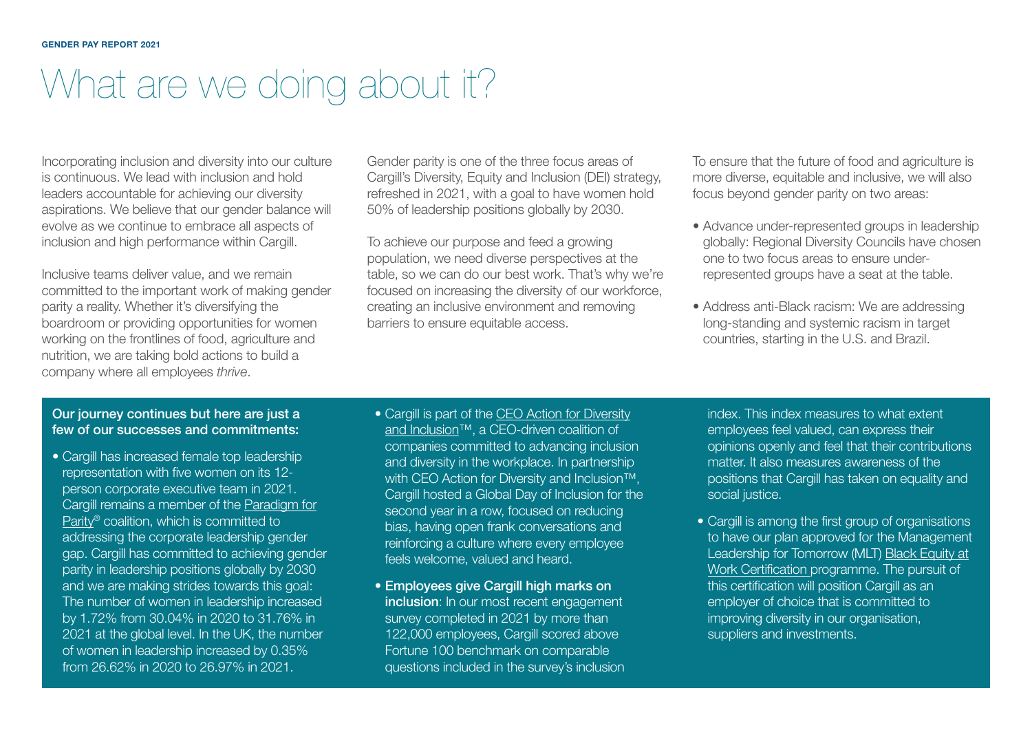# What are we doing about it?

Incorporating inclusion and diversity into our culture is continuous. We lead with inclusion and hold leaders accountable for achieving our diversity aspirations. We believe that our gender balance will evolve as we continue to embrace all aspects of inclusion and high performance within Cargill.

Inclusive teams deliver value, and we remain committed to the important work of making gender parity a reality. Whether it's diversifying the boardroom or providing opportunities for women working on the frontlines of food, agriculture and nutrition, we are taking bold actions to build a company where all employees *thrive*.

Gender parity is one of the three focus areas of Cargill's Diversity, Equity and Inclusion (DEI) strategy, refreshed in 2021, with a goal to have women hold 50% of leadership positions globally by 2030.

To achieve our purpose and feed a growing population, we need diverse perspectives at the table, so we can do our best work. That's why we're focused on increasing the diversity of our workforce, creating an inclusive environment and removing barriers to ensure equitable access.

To ensure that the future of food and agriculture is more diverse, equitable and inclusive, we will also focus beyond gender parity on two areas:

- Advance under-represented groups in leadership globally: Regional Diversity Councils have chosen one to two focus areas to ensure under-represented groups have a seat at the table.
- Address anti-Black racism: We are addressing long-standing and systemic racism in target countries, starting in the U.S. and Brazil.

**Our journey continues but here are just a few of our successes and commitments:**

- Cargill has increased female top leadership representation with five women on its 12-person corporate executive team in 2021. Cargill remains a member of the Paradigm for Parity® coalition, which is committed to addressing the corporate leadership gender gap. Cargill has committed to achieving gender parity in leadership positions globally by 2030 and we are making strides towards this goal: The number of women in leadership increased by 1.72% from 30.04% in 2020 to 31.76% in 2021 at the global level. In the UK, the number of women in leadership increased by 0.35% from 26.62% in 2020 to 26.97% in 2021.
- Cargill is part of the CEO Action for Diversity and Inclusion™, a CEO-driven coalition of companies committed to advancing inclusion and diversity in the workplace. In partnership with CEO Action for Diversity and Inclusion™, Cargill hosted a Global Day of Inclusion for the second year in a row, focused on reducing bias, having open frank conversations and reinforcing a culture where every employee feels welcome, valued and heard.
- **Employees give Cargill high marks on inclusion**: In our most recent engagement survey completed in 2021 by more than 122,000 employees, Cargill scored above Fortune 100 benchmark on comparable questions included in the survey's inclusion index. This index measures to what extent employees feel valued, can express their opinions openly and feel that their contributions matter. It also measures awareness of the positions that Cargill has taken on equality and social justice.
- Cargill is among the first group of organisations to have our plan approved for the Management Leadership for Tomorrow (MLT) Black Equity at Work Certification programme. The pursuit of this certification will position Cargill as an employer of choice that is committed to improving diversity in our organisation, suppliers and investments.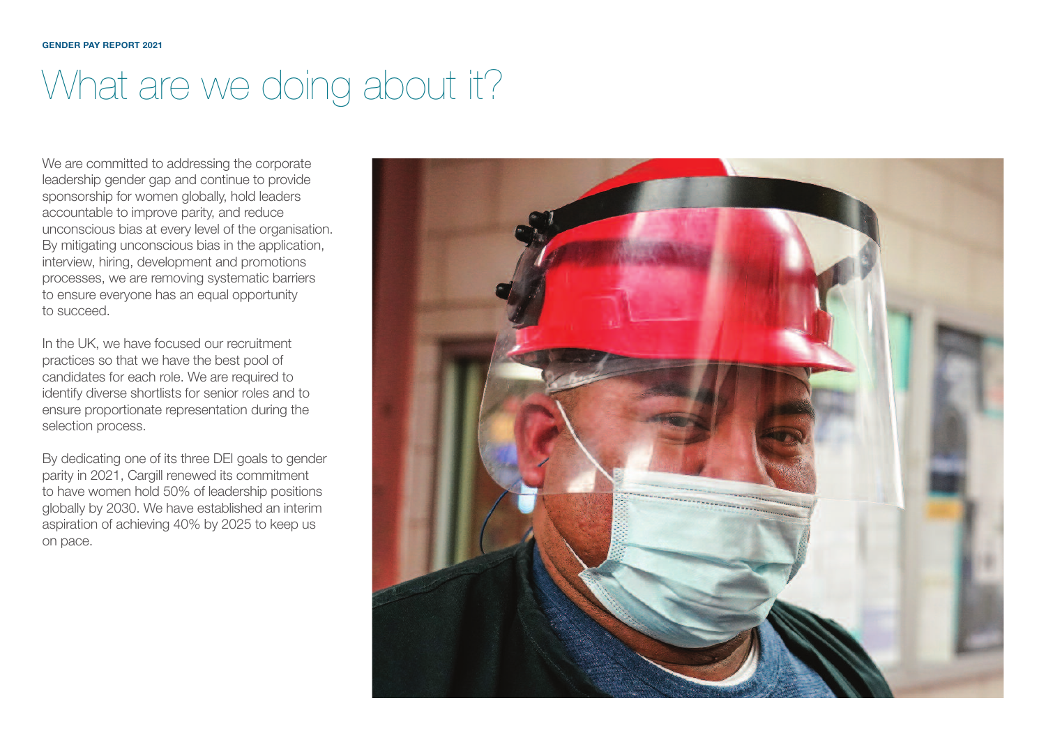# What are we doing about it?

We are committed to addressing the corporate leadership gender gap and continue to provide sponsorship for women globally, hold leaders accountable to improve parity, and reduce unconscious bias at every level of the organisation. By mitigating unconscious bias in the application, interview, hiring, development and promotions processes, we are removing systematic barriers to ensure everyone has an equal opportunity to succeed.

In the UK, we have focused our recruitment practices so that we have the best pool of candidates for each role. We are required to identify diverse shortlists for senior roles and to ensure proportionate representation during the selection process.

By dedicating one of its three DEI goals to gender parity in 2021, Cargill renewed its commitment to have women hold 50% of leadership positions globally by 2030. We have established an interim aspiration of achieving 40% by 2025 to keep us on pace.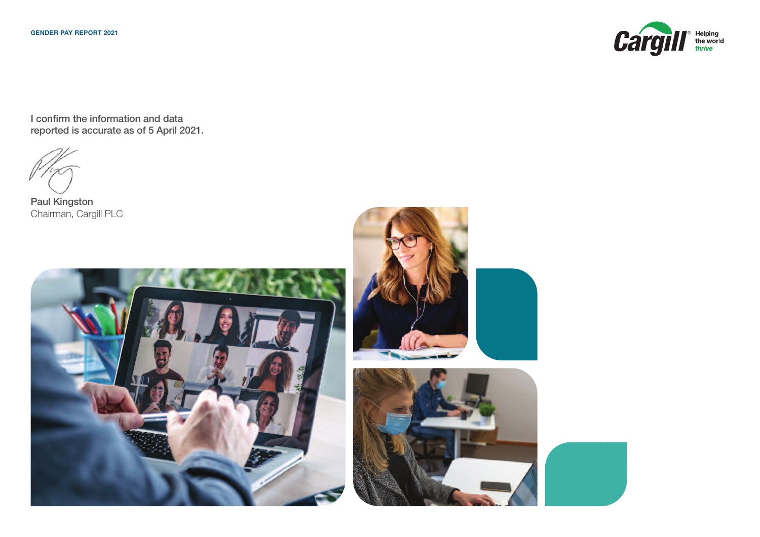I confirm the information and data reported is accurate as of 5 April 2021.

**Paul Kingston**
Chairman, Cargill PLC